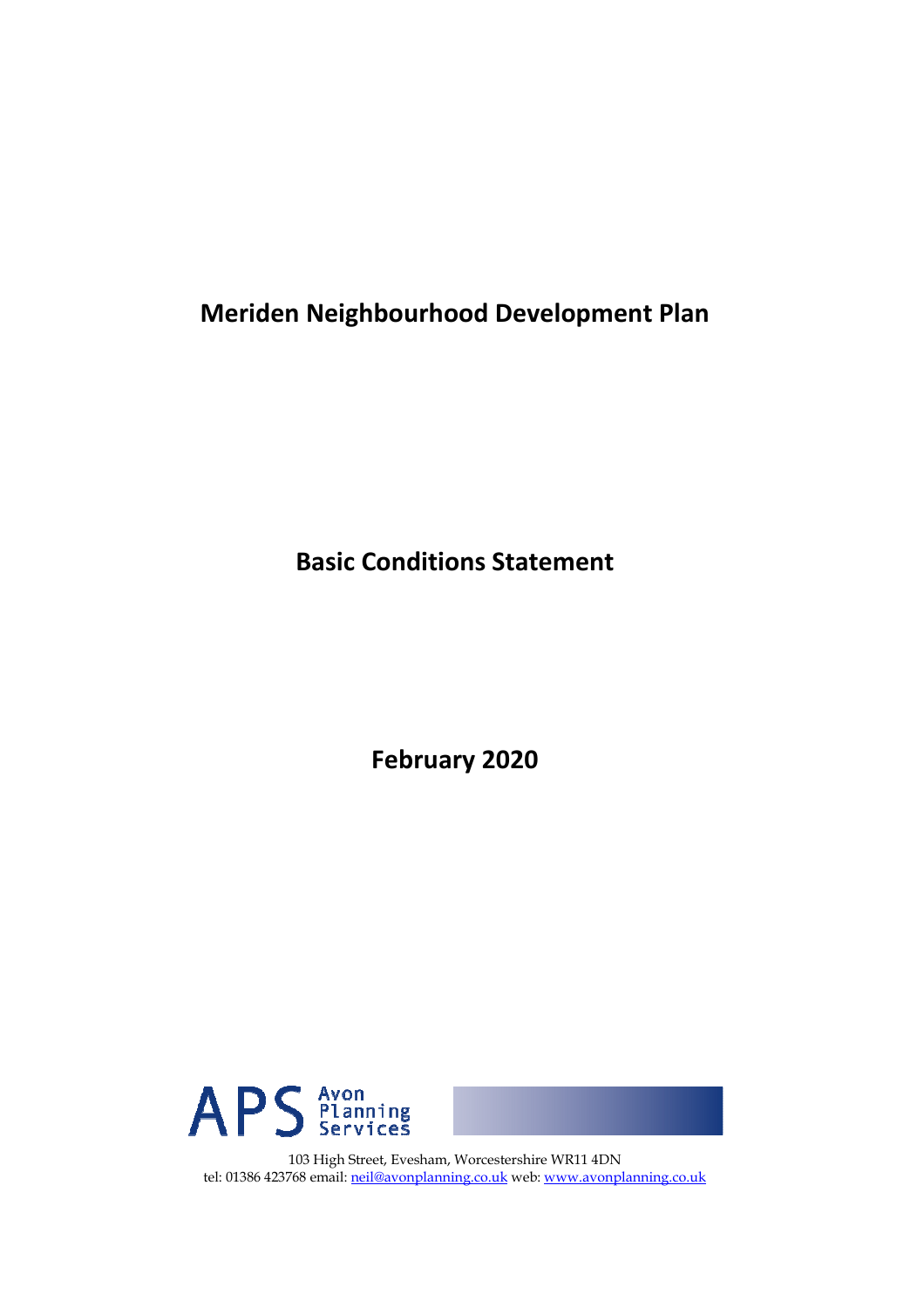# Meriden Neighbourhood Development Plan

## Basic Conditions Statement

## February 2020

APS Avon Planning Services

103 High Street, Evesham, Worcestershire WR11 4DN
tel: 01386 423768 email: neil@avonplanning.co.uk web: www.avonplanning.co.uk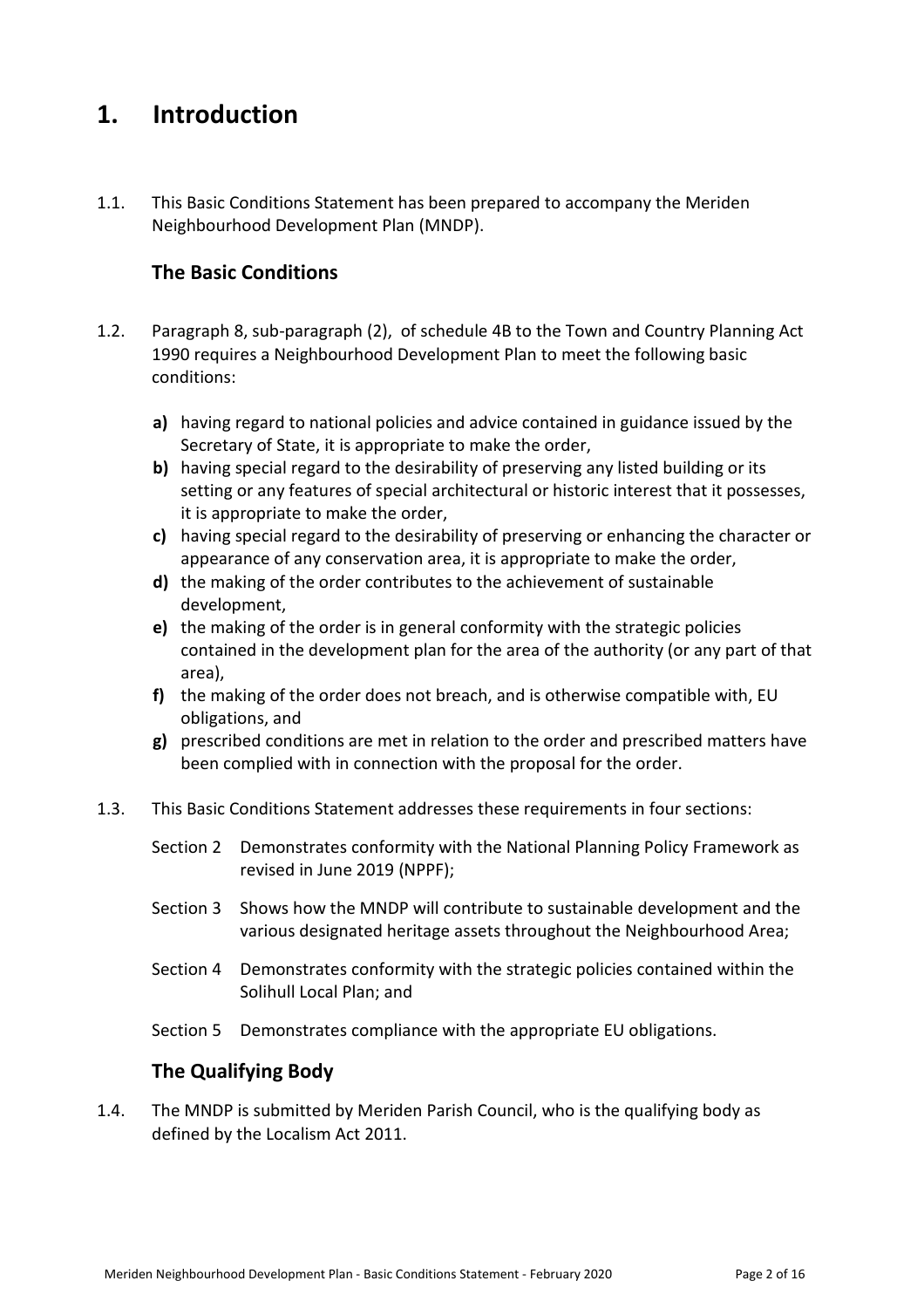# 1. Introduction

1.1. This Basic Conditions Statement has been prepared to accompany the Meriden Neighbourhood Development Plan (MNDP).

## The Basic Conditions

1.2. Paragraph 8, sub-paragraph (2), of schedule 4B to the Town and Country Planning Act 1990 requires a Neighbourhood Development Plan to meet the following basic conditions:

**a)** having regard to national policies and advice contained in guidance issued by the Secretary of State, it is appropriate to make the order,

**b)** having special regard to the desirability of preserving any listed building or its setting or any features of special architectural or historic interest that it possesses, it is appropriate to make the order,

**c)** having special regard to the desirability of preserving or enhancing the character or appearance of any conservation area, it is appropriate to make the order,

**d)** the making of the order contributes to the achievement of sustainable development,

**e)** the making of the order is in general conformity with the strategic policies contained in the development plan for the area of the authority (or any part of that area),

**f)** the making of the order does not breach, and is otherwise compatible with, EU obligations, and

**g)** prescribed conditions are met in relation to the order and prescribed matters have been complied with in connection with the proposal for the order.

1.3. This Basic Conditions Statement addresses these requirements in four sections:

Section 2 Demonstrates conformity with the National Planning Policy Framework as revised in June 2019 (NPPF);

Section 3 Shows how the MNDP will contribute to sustainable development and the various designated heritage assets throughout the Neighbourhood Area;

Section 4 Demonstrates conformity with the strategic policies contained within the Solihull Local Plan; and

Section 5 Demonstrates compliance with the appropriate EU obligations.

## The Qualifying Body

1.4. The MNDP is submitted by Meriden Parish Council, who is the qualifying body as defined by the Localism Act 2011.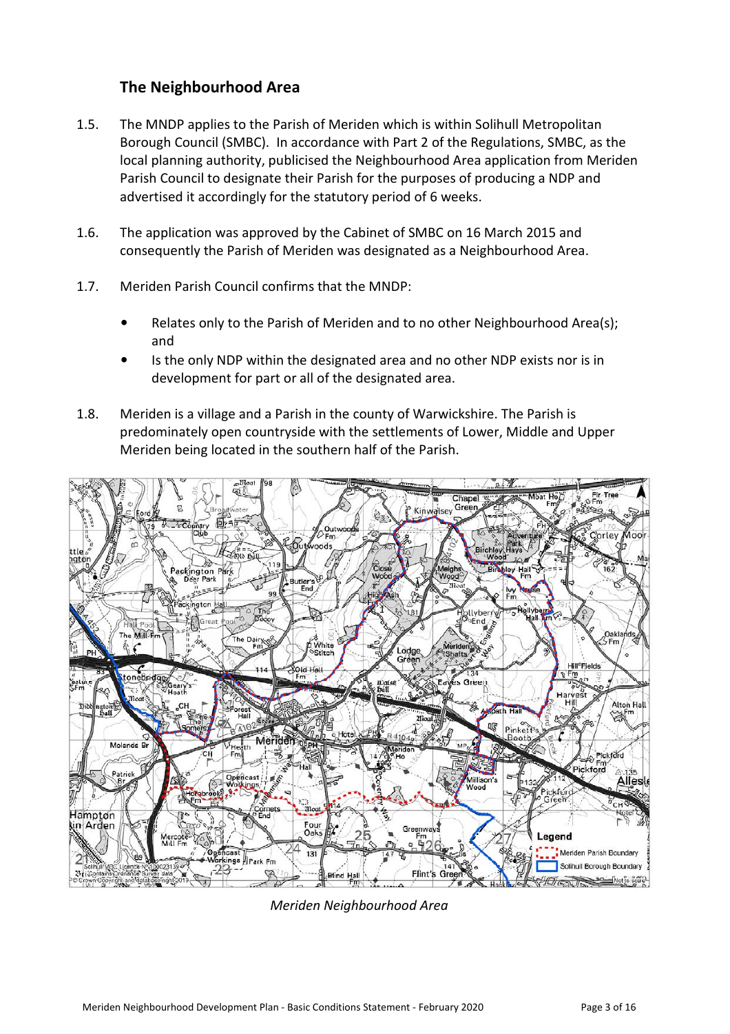## The Neighbourhood Area

1.5. The MNDP applies to the Parish of Meriden which is within Solihull Metropolitan Borough Council (SMBC). In accordance with Part 2 of the Regulations, SMBC, as the local planning authority, publicised the Neighbourhood Area application from Meriden Parish Council to designate their Parish for the purposes of producing a NDP and advertised it accordingly for the statutory period of 6 weeks.

1.6. The application was approved by the Cabinet of SMBC on 16 March 2015 and consequently the Parish of Meriden was designated as a Neighbourhood Area.

1.7. Meriden Parish Council confirms that the MNDP:

- Relates only to the Parish of Meriden and to no other Neighbourhood Area(s); and
- Is the only NDP within the designated area and no other NDP exists nor is in development for part or all of the designated area.

1.8. Meriden is a village and a Parish in the county of Warwickshire. The Parish is predominately open countryside with the settlements of Lower, Middle and Upper Meriden being located in the southern half of the Parish.

*Meriden Neighbourhood Area*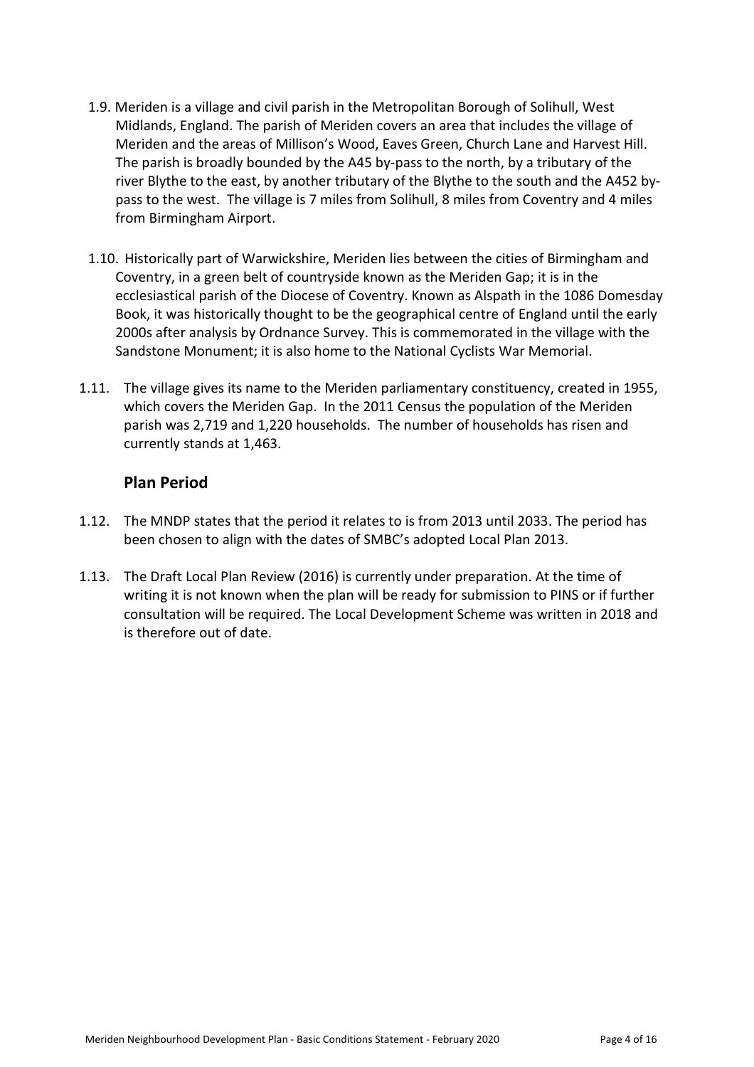1.9. Meriden is a village and civil parish in the Metropolitan Borough of Solihull, West Midlands, England. The parish of Meriden covers an area that includes the village of Meriden and the areas of Millison's Wood, Eaves Green, Church Lane and Harvest Hill. The parish is broadly bounded by the A45 by-pass to the north, by a tributary of the river Blythe to the east, by another tributary of the Blythe to the south and the A452 by-pass to the west. The village is 7 miles from Solihull, 8 miles from Coventry and 4 miles from Birmingham Airport.

1.10. Historically part of Warwickshire, Meriden lies between the cities of Birmingham and Coventry, in a green belt of countryside known as the Meriden Gap; it is in the ecclesiastical parish of the Diocese of Coventry. Known as Alspath in the 1086 Domesday Book, it was historically thought to be the geographical centre of England until the early 2000s after analysis by Ordnance Survey. This is commemorated in the village with the Sandstone Monument; it is also home to the National Cyclists War Memorial.

1.11. The village gives its name to the Meriden parliamentary constituency, created in 1955, which covers the Meriden Gap. In the 2011 Census the population of the Meriden parish was 2,719 and 1,220 households. The number of households has risen and currently stands at 1,463.

## Plan Period

1.12. The MNDP states that the period it relates to is from 2013 until 2033. The period has been chosen to align with the dates of SMBC's adopted Local Plan 2013.

1.13. The Draft Local Plan Review (2016) is currently under preparation. At the time of writing it is not known when the plan will be ready for submission to PINS or if further consultation will be required. The Local Development Scheme was written in 2018 and is therefore out of date.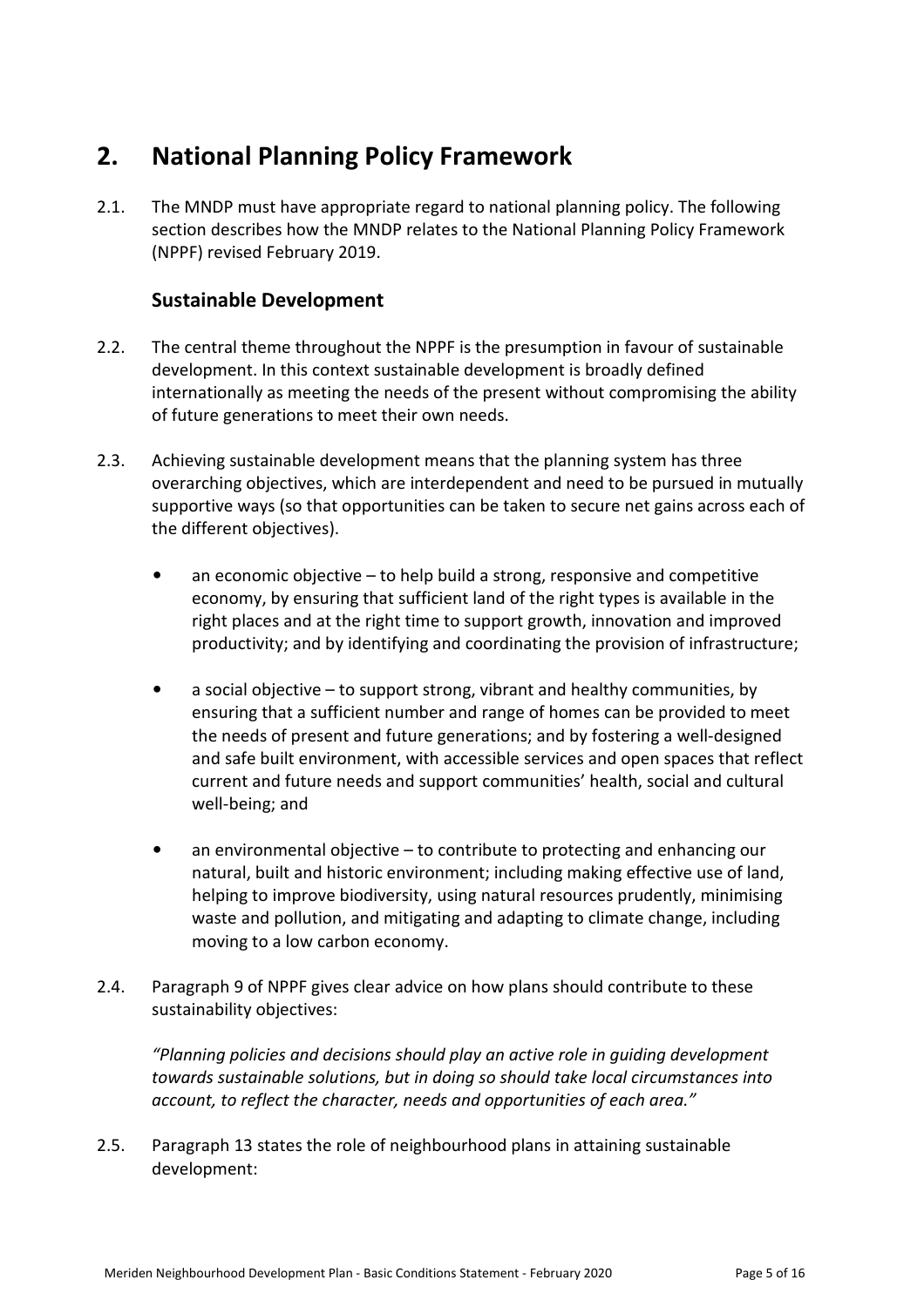# 2. National Planning Policy Framework

2.1. The MNDP must have appropriate regard to national planning policy. The following section describes how the MNDP relates to the National Planning Policy Framework (NPPF) revised February 2019.

## Sustainable Development

2.2. The central theme throughout the NPPF is the presumption in favour of sustainable development. In this context sustainable development is broadly defined internationally as meeting the needs of the present without compromising the ability of future generations to meet their own needs.

2.3. Achieving sustainable development means that the planning system has three overarching objectives, which are interdependent and need to be pursued in mutually supportive ways (so that opportunities can be taken to secure net gains across each of the different objectives).

- an economic objective – to help build a strong, responsive and competitive economy, by ensuring that sufficient land of the right types is available in the right places and at the right time to support growth, innovation and improved productivity; and by identifying and coordinating the provision of infrastructure;
- a social objective – to support strong, vibrant and healthy communities, by ensuring that a sufficient number and range of homes can be provided to meet the needs of present and future generations; and by fostering a well-designed and safe built environment, with accessible services and open spaces that reflect current and future needs and support communities' health, social and cultural well-being; and
- an environmental objective – to contribute to protecting and enhancing our natural, built and historic environment; including making effective use of land, helping to improve biodiversity, using natural resources prudently, minimising waste and pollution, and mitigating and adapting to climate change, including moving to a low carbon economy.

2.4. Paragraph 9 of NPPF gives clear advice on how plans should contribute to these sustainability objectives:

*"Planning policies and decisions should play an active role in guiding development towards sustainable solutions, but in doing so should take local circumstances into account, to reflect the character, needs and opportunities of each area."*

2.5. Paragraph 13 states the role of neighbourhood plans in attaining sustainable development: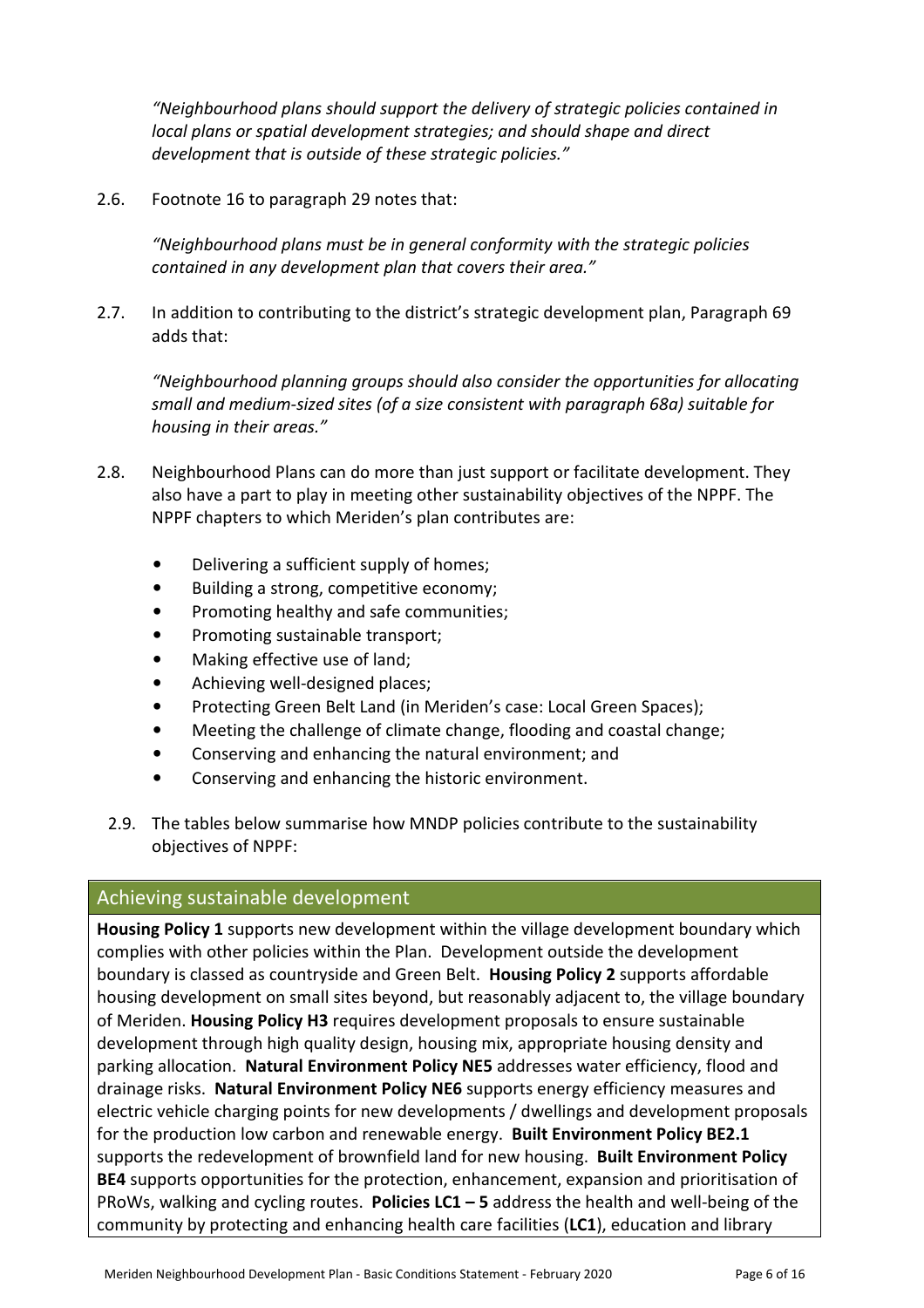*"Neighbourhood plans should support the delivery of strategic policies contained in local plans or spatial development strategies; and should shape and direct development that is outside of these strategic policies."*

2.6. Footnote 16 to paragraph 29 notes that:

*"Neighbourhood plans must be in general conformity with the strategic policies contained in any development plan that covers their area."*

2.7. In addition to contributing to the district's strategic development plan, Paragraph 69 adds that:

*"Neighbourhood planning groups should also consider the opportunities for allocating small and medium-sized sites (of a size consistent with paragraph 68a) suitable for housing in their areas."*

2.8. Neighbourhood Plans can do more than just support or facilitate development. They also have a part to play in meeting other sustainability objectives of the NPPF. The NPPF chapters to which Meriden's plan contributes are:

- Delivering a sufficient supply of homes;
- Building a strong, competitive economy;
- Promoting healthy and safe communities;
- Promoting sustainable transport;
- Making effective use of land;
- Achieving well-designed places;
- Protecting Green Belt Land (in Meriden's case: Local Green Spaces);
- Meeting the challenge of climate change, flooding and coastal change;
- Conserving and enhancing the natural environment; and
- Conserving and enhancing the historic environment.

2.9. The tables below summarise how MNDP policies contribute to the sustainability objectives of NPPF:

| Achieving sustainable development |
|---|
| **Housing Policy 1** supports new development within the village development boundary which complies with other policies within the Plan. Development outside the development boundary is classed as countryside and Green Belt. **Housing Policy 2** supports affordable housing development on small sites beyond, but reasonably adjacent to, the village boundary of Meriden. **Housing Policy H3** requires development proposals to ensure sustainable development through high quality design, housing mix, appropriate housing density and parking allocation. **Natural Environment Policy NE5** addresses water efficiency, flood and drainage risks. **Natural Environment Policy NE6** supports energy efficiency measures and electric vehicle charging points for new developments / dwellings and development proposals for the production low carbon and renewable energy. **Built Environment Policy BE2.1** supports the redevelopment of brownfield land for new housing. **Built Environment Policy BE4** supports opportunities for the protection, enhancement, expansion and prioritisation of PRoWs, walking and cycling routes. **Policies LC1 – 5** address the health and well-being of the community by protecting and enhancing health care facilities (**LC1**), education and library |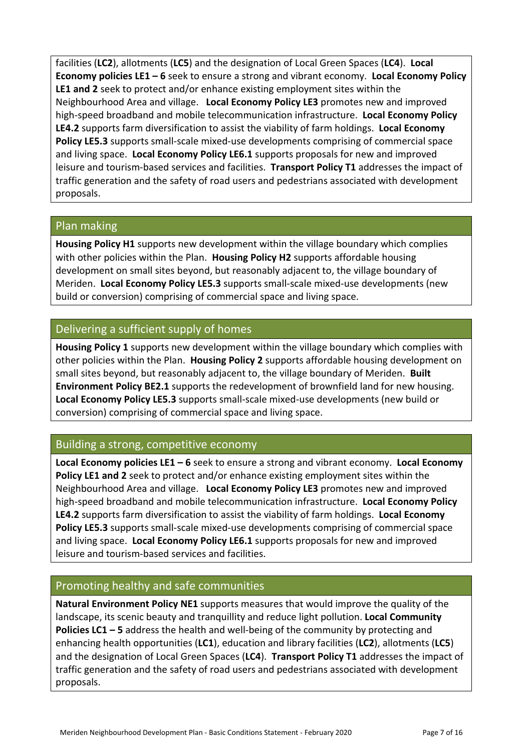facilities (**LC2**), allotments (**LC5**) and the designation of Local Green Spaces (**LC4**). **Local Economy policies LE1 – 6** seek to ensure a strong and vibrant economy. **Local Economy Policy LE1 and 2** seek to protect and/or enhance existing employment sites within the Neighbourhood Area and village. **Local Economy Policy LE3** promotes new and improved high-speed broadband and mobile telecommunication infrastructure. **Local Economy Policy LE4.2** supports farm diversification to assist the viability of farm holdings. **Local Economy Policy LE5.3** supports small-scale mixed-use developments comprising of commercial space and living space. **Local Economy Policy LE6.1** supports proposals for new and improved leisure and tourism-based services and facilities. **Transport Policy T1** addresses the impact of traffic generation and the safety of road users and pedestrians associated with development proposals.

## Plan making

**Housing Policy H1** supports new development within the village boundary which complies with other policies within the Plan. **Housing Policy H2** supports affordable housing development on small sites beyond, but reasonably adjacent to, the village boundary of Meriden. **Local Economy Policy LE5.3** supports small-scale mixed-use developments (new build or conversion) comprising of commercial space and living space.

## Delivering a sufficient supply of homes

**Housing Policy 1** supports new development within the village boundary which complies with other policies within the Plan. **Housing Policy 2** supports affordable housing development on small sites beyond, but reasonably adjacent to, the village boundary of Meriden. **Built Environment Policy BE2.1** supports the redevelopment of brownfield land for new housing. **Local Economy Policy LE5.3** supports small-scale mixed-use developments (new build or conversion) comprising of commercial space and living space.

## Building a strong, competitive economy

**Local Economy policies LE1 – 6** seek to ensure a strong and vibrant economy. **Local Economy Policy LE1 and 2** seek to protect and/or enhance existing employment sites within the Neighbourhood Area and village. **Local Economy Policy LE3** promotes new and improved high-speed broadband and mobile telecommunication infrastructure. **Local Economy Policy LE4.2** supports farm diversification to assist the viability of farm holdings. **Local Economy Policy LE5.3** supports small-scale mixed-use developments comprising of commercial space and living space. **Local Economy Policy LE6.1** supports proposals for new and improved leisure and tourism-based services and facilities.

## Promoting healthy and safe communities

**Natural Environment Policy NE1** supports measures that would improve the quality of the landscape, its scenic beauty and tranquillity and reduce light pollution. **Local Community Policies LC1 – 5** address the health and well-being of the community by protecting and enhancing health opportunities (**LC1**), education and library facilities (**LC2**), allotments (**LC5**) and the designation of Local Green Spaces (**LC4**). **Transport Policy T1** addresses the impact of traffic generation and the safety of road users and pedestrians associated with development proposals.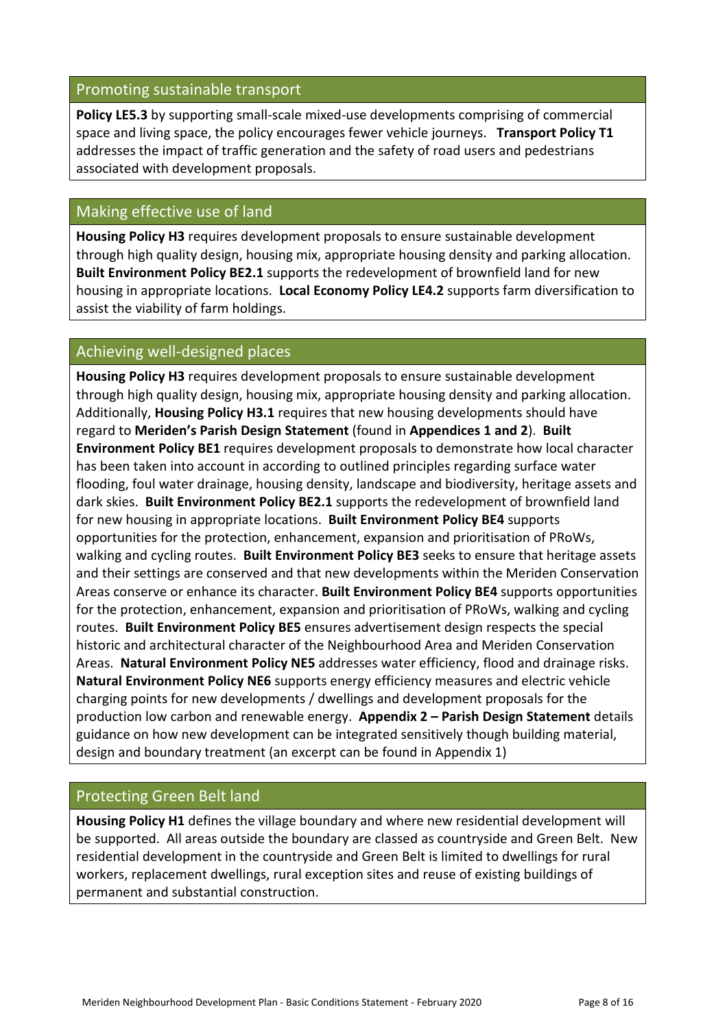## Promoting sustainable transport

**Policy LE5.3** by supporting small-scale mixed-use developments comprising of commercial space and living space, the policy encourages fewer vehicle journeys. **Transport Policy T1** addresses the impact of traffic generation and the safety of road users and pedestrians associated with development proposals.

## Making effective use of land

**Housing Policy H3** requires development proposals to ensure sustainable development through high quality design, housing mix, appropriate housing density and parking allocation. **Built Environment Policy BE2.1** supports the redevelopment of brownfield land for new housing in appropriate locations. **Local Economy Policy LE4.2** supports farm diversification to assist the viability of farm holdings.

## Achieving well-designed places

**Housing Policy H3** requires development proposals to ensure sustainable development through high quality design, housing mix, appropriate housing density and parking allocation. Additionally, **Housing Policy H3.1** requires that new housing developments should have regard to **Meriden's Parish Design Statement** (found in **Appendices 1 and 2**). **Built Environment Policy BE1** requires development proposals to demonstrate how local character has been taken into account in according to outlined principles regarding surface water flooding, foul water drainage, housing density, landscape and biodiversity, heritage assets and dark skies. **Built Environment Policy BE2.1** supports the redevelopment of brownfield land for new housing in appropriate locations. **Built Environment Policy BE4** supports opportunities for the protection, enhancement, expansion and prioritisation of PRoWs, walking and cycling routes. **Built Environment Policy BE3** seeks to ensure that heritage assets and their settings are conserved and that new developments within the Meriden Conservation Areas conserve or enhance its character. **Built Environment Policy BE4** supports opportunities for the protection, enhancement, expansion and prioritisation of PRoWs, walking and cycling routes. **Built Environment Policy BE5** ensures advertisement design respects the special historic and architectural character of the Neighbourhood Area and Meriden Conservation Areas. **Natural Environment Policy NE5** addresses water efficiency, flood and drainage risks. **Natural Environment Policy NE6** supports energy efficiency measures and electric vehicle charging points for new developments / dwellings and development proposals for the production low carbon and renewable energy. **Appendix 2 – Parish Design Statement** details guidance on how new development can be integrated sensitively though building material, design and boundary treatment (an excerpt can be found in Appendix 1)

## Protecting Green Belt land

**Housing Policy H1** defines the village boundary and where new residential development will be supported. All areas outside the boundary are classed as countryside and Green Belt. New residential development in the countryside and Green Belt is limited to dwellings for rural workers, replacement dwellings, rural exception sites and reuse of existing buildings of permanent and substantial construction.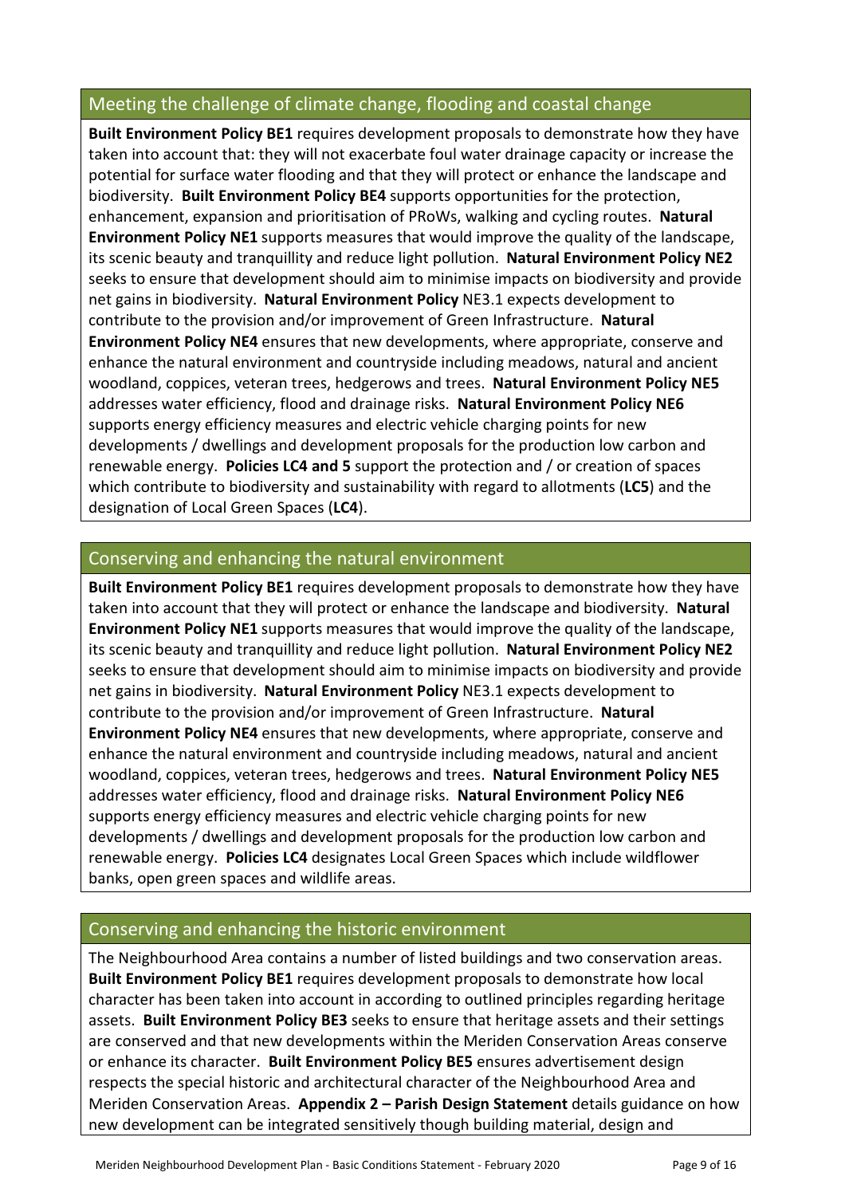## Meeting the challenge of climate change, flooding and coastal change

**Built Environment Policy BE1** requires development proposals to demonstrate how they have taken into account that: they will not exacerbate foul water drainage capacity or increase the potential for surface water flooding and that they will protect or enhance the landscape and biodiversity. **Built Environment Policy BE4** supports opportunities for the protection, enhancement, expansion and prioritisation of PRoWs, walking and cycling routes. **Natural Environment Policy NE1** supports measures that would improve the quality of the landscape, its scenic beauty and tranquillity and reduce light pollution. **Natural Environment Policy NE2** seeks to ensure that development should aim to minimise impacts on biodiversity and provide net gains in biodiversity. **Natural Environment Policy** NE3.1 expects development to contribute to the provision and/or improvement of Green Infrastructure. **Natural Environment Policy NE4** ensures that new developments, where appropriate, conserve and enhance the natural environment and countryside including meadows, natural and ancient woodland, coppices, veteran trees, hedgerows and trees. **Natural Environment Policy NE5** addresses water efficiency, flood and drainage risks. **Natural Environment Policy NE6** supports energy efficiency measures and electric vehicle charging points for new developments / dwellings and development proposals for the production low carbon and renewable energy. **Policies LC4 and 5** support the protection and / or creation of spaces which contribute to biodiversity and sustainability with regard to allotments (**LC5**) and the designation of Local Green Spaces (**LC4**).

## Conserving and enhancing the natural environment

**Built Environment Policy BE1** requires development proposals to demonstrate how they have taken into account that they will protect or enhance the landscape and biodiversity. **Natural Environment Policy NE1** supports measures that would improve the quality of the landscape, its scenic beauty and tranquillity and reduce light pollution. **Natural Environment Policy NE2** seeks to ensure that development should aim to minimise impacts on biodiversity and provide net gains in biodiversity. **Natural Environment Policy** NE3.1 expects development to contribute to the provision and/or improvement of Green Infrastructure. **Natural Environment Policy NE4** ensures that new developments, where appropriate, conserve and enhance the natural environment and countryside including meadows, natural and ancient woodland, coppices, veteran trees, hedgerows and trees. **Natural Environment Policy NE5** addresses water efficiency, flood and drainage risks. **Natural Environment Policy NE6** supports energy efficiency measures and electric vehicle charging points for new developments / dwellings and development proposals for the production low carbon and renewable energy. **Policies LC4** designates Local Green Spaces which include wildflower banks, open green spaces and wildlife areas.

## Conserving and enhancing the historic environment

The Neighbourhood Area contains a number of listed buildings and two conservation areas. **Built Environment Policy BE1** requires development proposals to demonstrate how local character has been taken into account in according to outlined principles regarding heritage assets. **Built Environment Policy BE3** seeks to ensure that heritage assets and their settings are conserved and that new developments within the Meriden Conservation Areas conserve or enhance its character. **Built Environment Policy BE5** ensures advertisement design respects the special historic and architectural character of the Neighbourhood Area and Meriden Conservation Areas. **Appendix 2 – Parish Design Statement** details guidance on how new development can be integrated sensitively though building material, design and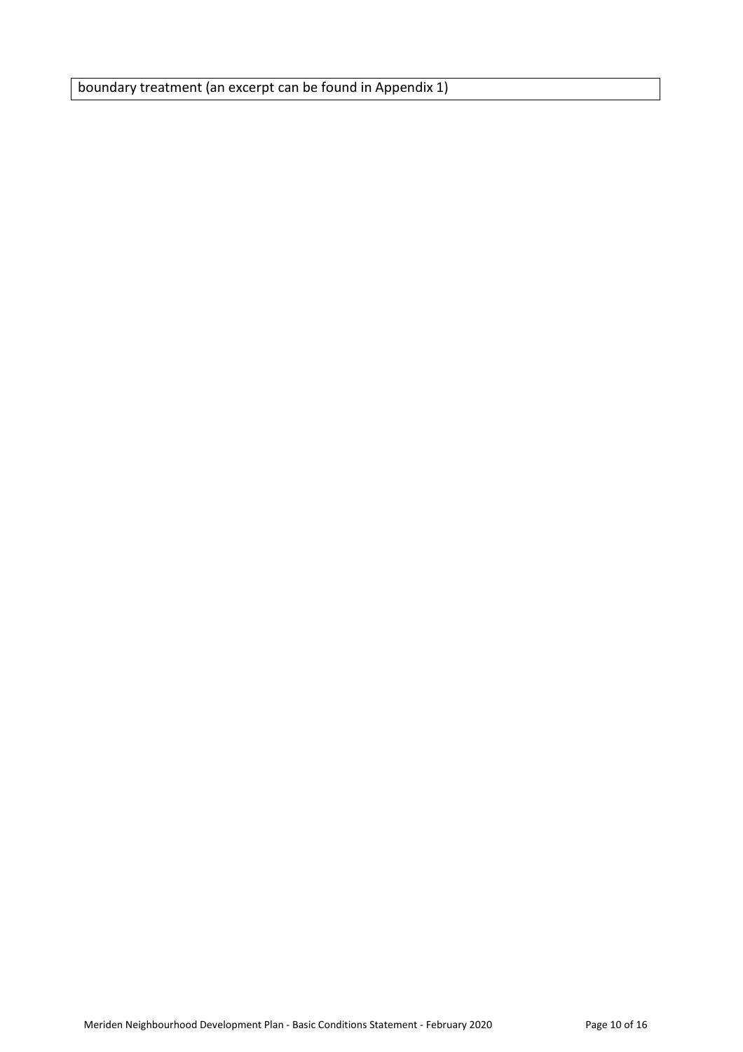| boundary treatment (an excerpt can be found in Appendix 1) |
| --- |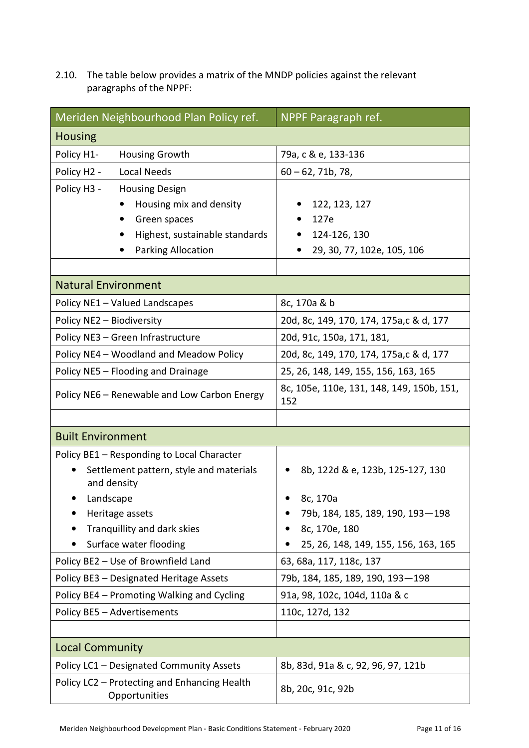2.10. The table below provides a matrix of the MNDP policies against the relevant paragraphs of the NPPF:

| Meriden Neighbourhood Plan Policy ref. | NPPF Paragraph ref. |
|---|---|
| **Housing** | |
| Policy H1- Housing Growth | 79a, c & e, 133-136 |
| Policy H2 - Local Needs | 60 – 62, 71b, 78, |
| Policy H3 - Housing Design<br>• Housing mix and density<br>• Green spaces<br>• Highest, sustainable standards<br>• Parking Allocation | <br>• 122, 123, 127<br>• 127e<br>• 124-126, 130<br>• 29, 30, 77, 102e, 105, 106 |
| | |
| **Natural Environment** | |
| Policy NE1 – Valued Landscapes | 8c, 170a & b |
| Policy NE2 – Biodiversity | 20d, 8c, 149, 170, 174, 175a,c & d, 177 |
| Policy NE3 – Green Infrastructure | 20d, 91c, 150a, 171, 181, |
| Policy NE4 – Woodland and Meadow Policy | 20d, 8c, 149, 170, 174, 175a,c & d, 177 |
| Policy NE5 – Flooding and Drainage | 25, 26, 148, 149, 155, 156, 163, 165 |
| Policy NE6 – Renewable and Low Carbon Energy | 8c, 105e, 110e, 131, 148, 149, 150b, 151, 152 |
| | |
| **Built Environment** | |
| Policy BE1 – Responding to Local Character<br>• Settlement pattern, style and materials and density<br>• Landscape<br>• Heritage assets<br>• Tranquillity and dark skies<br>• Surface water flooding | <br>• 8b, 122d & e, 123b, 125-127, 130<br>• 8c, 170a<br>• 79b, 184, 185, 189, 190, 193—198<br>• 8c, 170e, 180<br>• 25, 26, 148, 149, 155, 156, 163, 165 |
| Policy BE2 – Use of Brownfield Land | 63, 68a, 117, 118c, 137 |
| Policy BE3 – Designated Heritage Assets | 79b, 184, 185, 189, 190, 193—198 |
| Policy BE4 – Promoting Walking and Cycling | 91a, 98, 102c, 104d, 110a & c |
| Policy BE5 – Advertisements | 110c, 127d, 132 |
| | |
| **Local Community** | |
| Policy LC1 – Designated Community Assets | 8b, 83d, 91a & c, 92, 96, 97, 121b |
| Policy LC2 – Protecting and Enhancing Health Opportunities | 8b, 20c, 91c, 92b |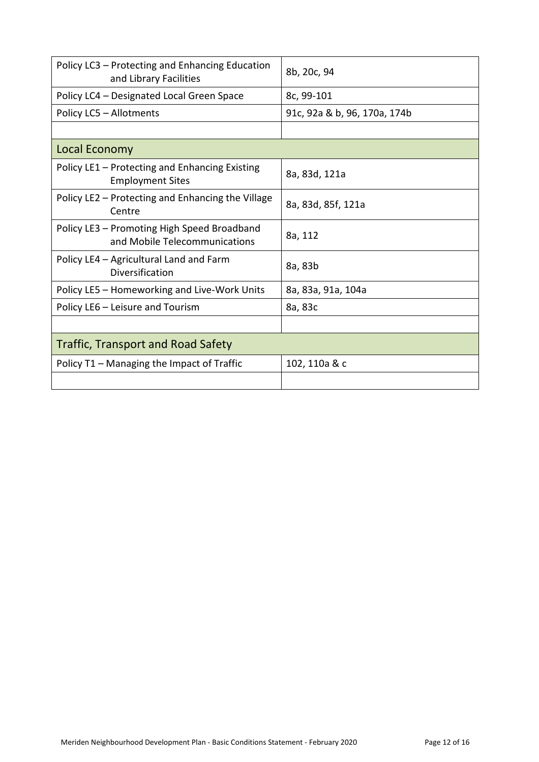| | |
|---|---|
| Policy LC3 – Protecting and Enhancing Education and Library Facilities | 8b, 20c, 94 |
| Policy LC4 – Designated Local Green Space | 8c, 99-101 |
| Policy LC5 – Allotments | 91c, 92a & b, 96, 170a, 174b |
| | |
| **Local Economy** | |
| Policy LE1 – Protecting and Enhancing Existing Employment Sites | 8a, 83d, 121a |
| Policy LE2 – Protecting and Enhancing the Village Centre | 8a, 83d, 85f, 121a |
| Policy LE3 – Promoting High Speed Broadband and Mobile Telecommunications | 8a, 112 |
| Policy LE4 – Agricultural Land and Farm Diversification | 8a, 83b |
| Policy LE5 – Homeworking and Live-Work Units | 8a, 83a, 91a, 104a |
| Policy LE6 – Leisure and Tourism | 8a, 83c |
| | |
| **Traffic, Transport and Road Safety** | |
| Policy T1 – Managing the Impact of Traffic | 102, 110a & c |
| | |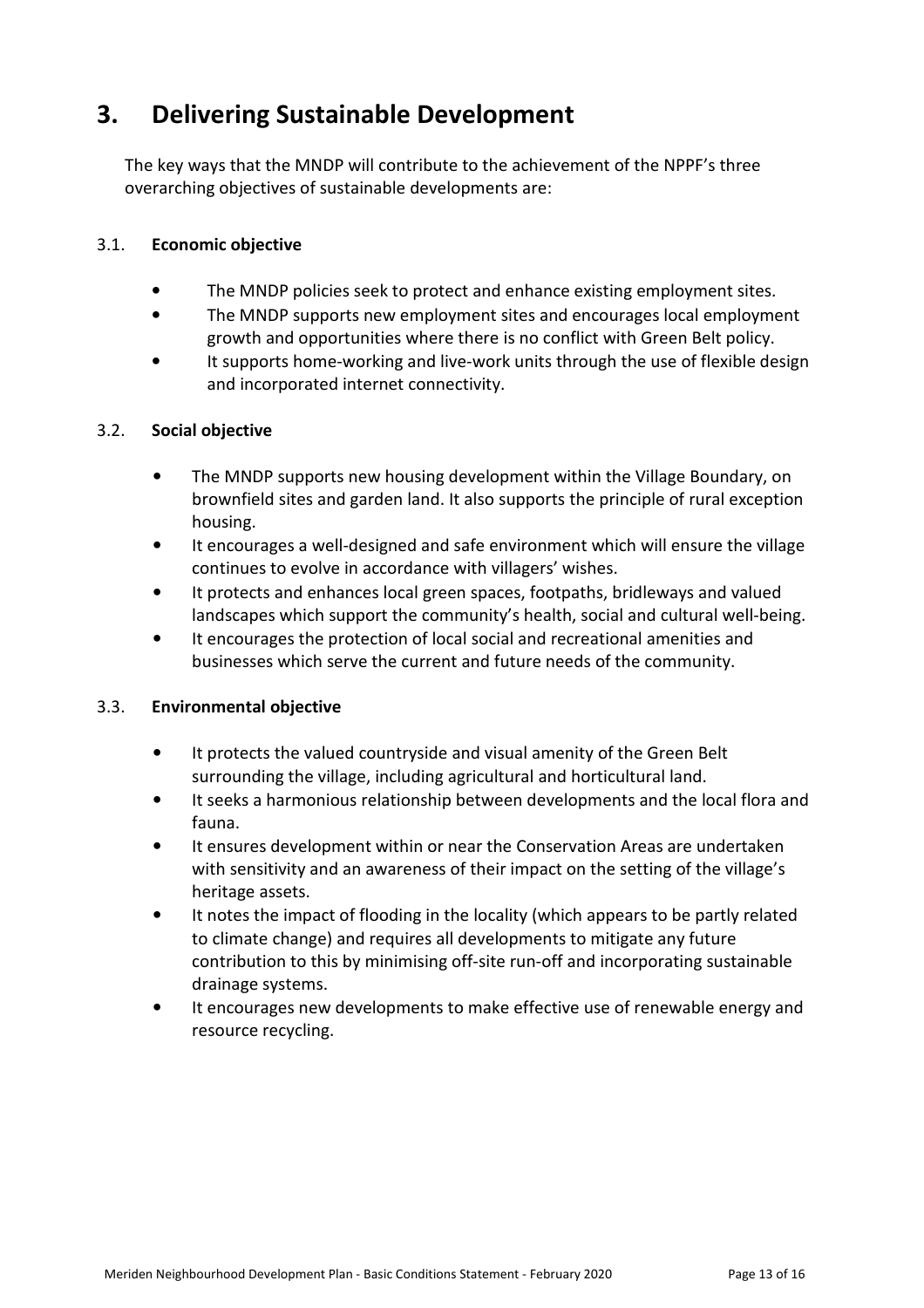# 3. Delivering Sustainable Development

The key ways that the MNDP will contribute to the achievement of the NPPF's three overarching objectives of sustainable developments are:

### 3.1. Economic objective

- The MNDP policies seek to protect and enhance existing employment sites.
- The MNDP supports new employment sites and encourages local employment growth and opportunities where there is no conflict with Green Belt policy.
- It supports home-working and live-work units through the use of flexible design and incorporated internet connectivity.

### 3.2. Social objective

- The MNDP supports new housing development within the Village Boundary, on brownfield sites and garden land. It also supports the principle of rural exception housing.
- It encourages a well-designed and safe environment which will ensure the village continues to evolve in accordance with villagers' wishes.
- It protects and enhances local green spaces, footpaths, bridleways and valued landscapes which support the community's health, social and cultural well-being.
- It encourages the protection of local social and recreational amenities and businesses which serve the current and future needs of the community.

### 3.3. Environmental objective

- It protects the valued countryside and visual amenity of the Green Belt surrounding the village, including agricultural and horticultural land.
- It seeks a harmonious relationship between developments and the local flora and fauna.
- It ensures development within or near the Conservation Areas are undertaken with sensitivity and an awareness of their impact on the setting of the village's heritage assets.
- It notes the impact of flooding in the locality (which appears to be partly related to climate change) and requires all developments to mitigate any future contribution to this by minimising off-site run-off and incorporating sustainable drainage systems.
- It encourages new developments to make effective use of renewable energy and resource recycling.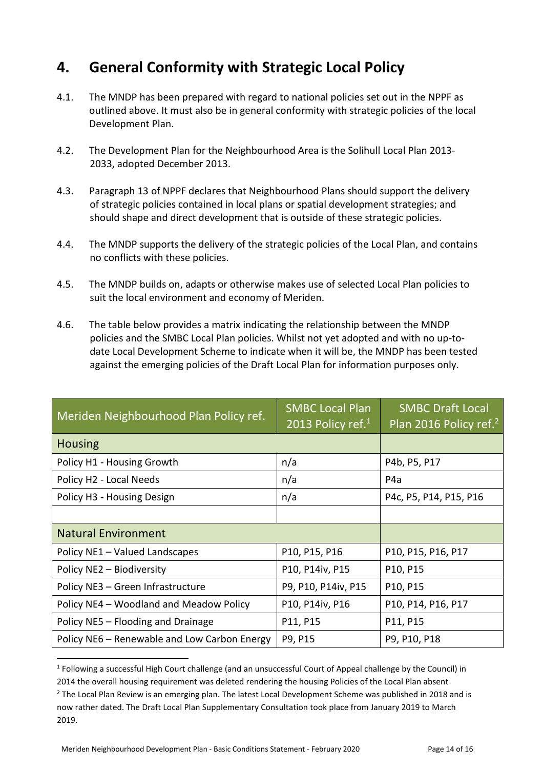## 4. General Conformity with Strategic Local Policy

4.1. The MNDP has been prepared with regard to national policies set out in the NPPF as outlined above. It must also be in general conformity with strategic policies of the local Development Plan.

4.2. The Development Plan for the Neighbourhood Area is the Solihull Local Plan 2013-2033, adopted December 2013.

4.3. Paragraph 13 of NPPF declares that Neighbourhood Plans should support the delivery of strategic policies contained in local plans or spatial development strategies; and should shape and direct development that is outside of these strategic policies.

4.4. The MNDP supports the delivery of the strategic policies of the Local Plan, and contains no conflicts with these policies.

4.5. The MNDP builds on, adapts or otherwise makes use of selected Local Plan policies to suit the local environment and economy of Meriden.

4.6. The table below provides a matrix indicating the relationship between the MNDP policies and the SMBC Local Plan policies. Whilst not yet adopted and with no up-to-date Local Development Scheme to indicate when it will be, the MNDP has been tested against the emerging policies of the Draft Local Plan for information purposes only.

| Meriden Neighbourhood Plan Policy ref. | SMBC Local Plan 2013 Policy ref.[1] | SMBC Draft Local Plan 2016 Policy ref.[2] |
|---|---|---|
| Housing | | |
| Policy H1 - Housing Growth | n/a | P4b, P5, P17 |
| Policy H2 - Local Needs | n/a | P4a |
| Policy H3 - Housing Design | n/a | P4c, P5, P14, P15, P16 |
| | | |
| Natural Environment | | |
| Policy NE1 – Valued Landscapes | P10, P15, P16 | P10, P15, P16, P17 |
| Policy NE2 – Biodiversity | P10, P14iv, P15 | P10, P15 |
| Policy NE3 – Green Infrastructure | P9, P10, P14iv, P15 | P10, P15 |
| Policy NE4 – Woodland and Meadow Policy | P10, P14iv, P16 | P10, P14, P16, P17 |
| Policy NE5 – Flooding and Drainage | P11, P15 | P11, P15 |
| Policy NE6 – Renewable and Low Carbon Energy | P9, P15 | P9, P10, P18 |

[1] Following a successful High Court challenge (and an unsuccessful Court of Appeal challenge by the Council) in 2014 the overall housing requirement was deleted rendering the housing Policies of the Local Plan absent

[2] The Local Plan Review is an emerging plan. The latest Local Development Scheme was published in 2018 and is now rather dated. The Draft Local Plan Supplementary Consultation took place from January 2019 to March 2019.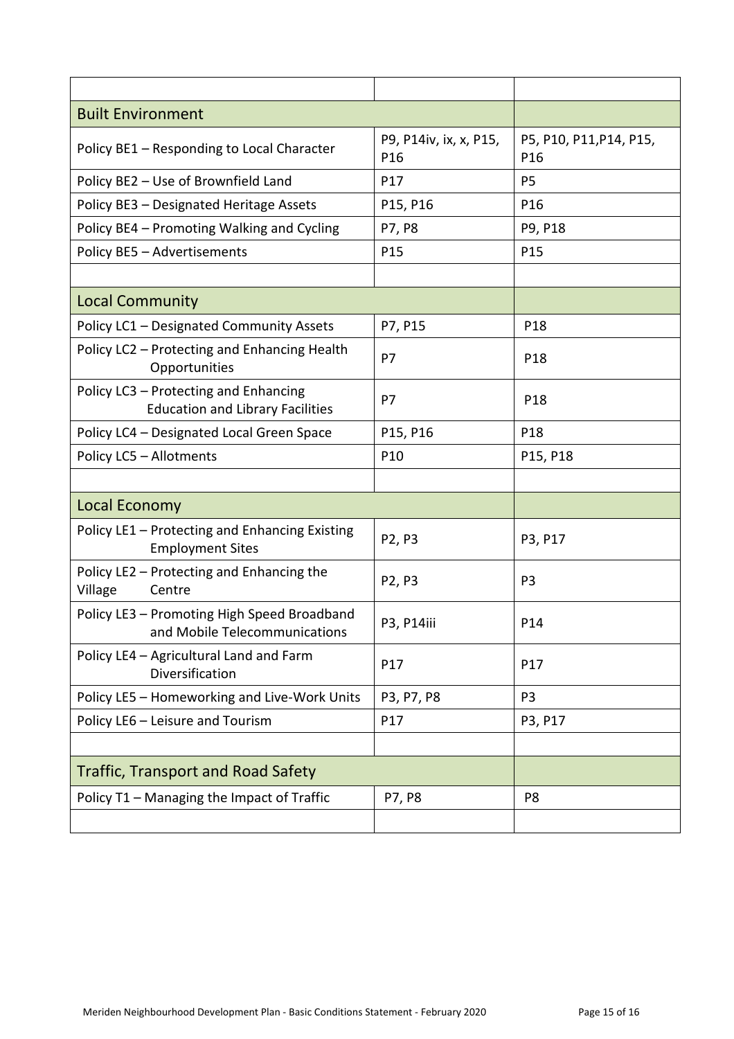| | | |
|---|---|---|
| **Built Environment** | | |
| Policy BE1 – Responding to Local Character | P9, P14iv, ix, x, P15, P16 | P5, P10, P11,P14, P15, P16 |
| Policy BE2 – Use of Brownfield Land | P17 | P5 |
| Policy BE3 – Designated Heritage Assets | P15, P16 | P16 |
| Policy BE4 – Promoting Walking and Cycling | P7, P8 | P9, P18 |
| Policy BE5 – Advertisements | P15 | P15 |
| | | |
| **Local Community** | | |
| Policy LC1 – Designated Community Assets | P7, P15 | P18 |
| Policy LC2 – Protecting and Enhancing Health Opportunities | P7 | P18 |
| Policy LC3 – Protecting and Enhancing Education and Library Facilities | P7 | P18 |
| Policy LC4 – Designated Local Green Space | P15, P16 | P18 |
| Policy LC5 – Allotments | P10 | P15, P18 |
| | | |
| **Local Economy** | | |
| Policy LE1 – Protecting and Enhancing Existing Employment Sites | P2, P3 | P3, P17 |
| Policy LE2 – Protecting and Enhancing the Village Centre | P2, P3 | P3 |
| Policy LE3 – Promoting High Speed Broadband and Mobile Telecommunications | P3, P14iii | P14 |
| Policy LE4 – Agricultural Land and Farm Diversification | P17 | P17 |
| Policy LE5 – Homeworking and Live-Work Units | P3, P7, P8 | P3 |
| Policy LE6 – Leisure and Tourism | P17 | P3, P17 |
| | | |
| **Traffic, Transport and Road Safety** | | |
| Policy T1 – Managing the Impact of Traffic | P7, P8 | P8 |
| | | |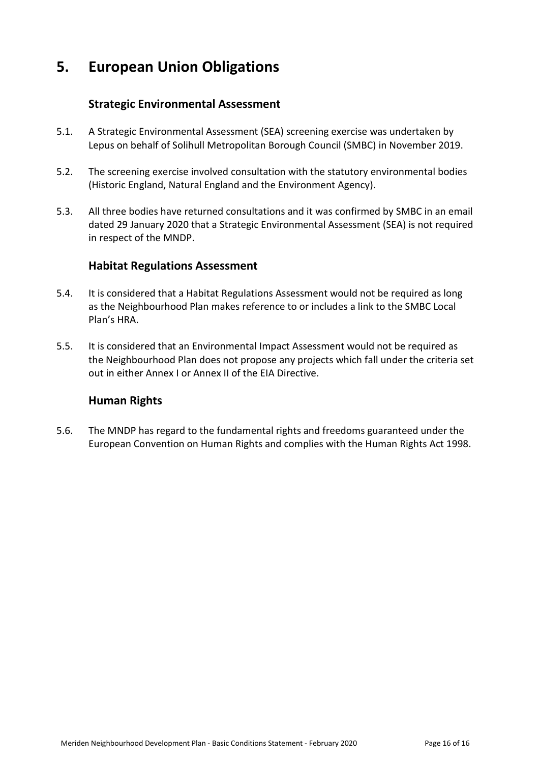# 5. European Union Obligations

## Strategic Environmental Assessment

5.1. A Strategic Environmental Assessment (SEA) screening exercise was undertaken by Lepus on behalf of Solihull Metropolitan Borough Council (SMBC) in November 2019.

5.2. The screening exercise involved consultation with the statutory environmental bodies (Historic England, Natural England and the Environment Agency).

5.3. All three bodies have returned consultations and it was confirmed by SMBC in an email dated 29 January 2020 that a Strategic Environmental Assessment (SEA) is not required in respect of the MNDP.

## Habitat Regulations Assessment

5.4. It is considered that a Habitat Regulations Assessment would not be required as long as the Neighbourhood Plan makes reference to or includes a link to the SMBC Local Plan's HRA.

5.5. It is considered that an Environmental Impact Assessment would not be required as the Neighbourhood Plan does not propose any projects which fall under the criteria set out in either Annex I or Annex II of the EIA Directive.

## Human Rights

5.6. The MNDP has regard to the fundamental rights and freedoms guaranteed under the European Convention on Human Rights and complies with the Human Rights Act 1998.